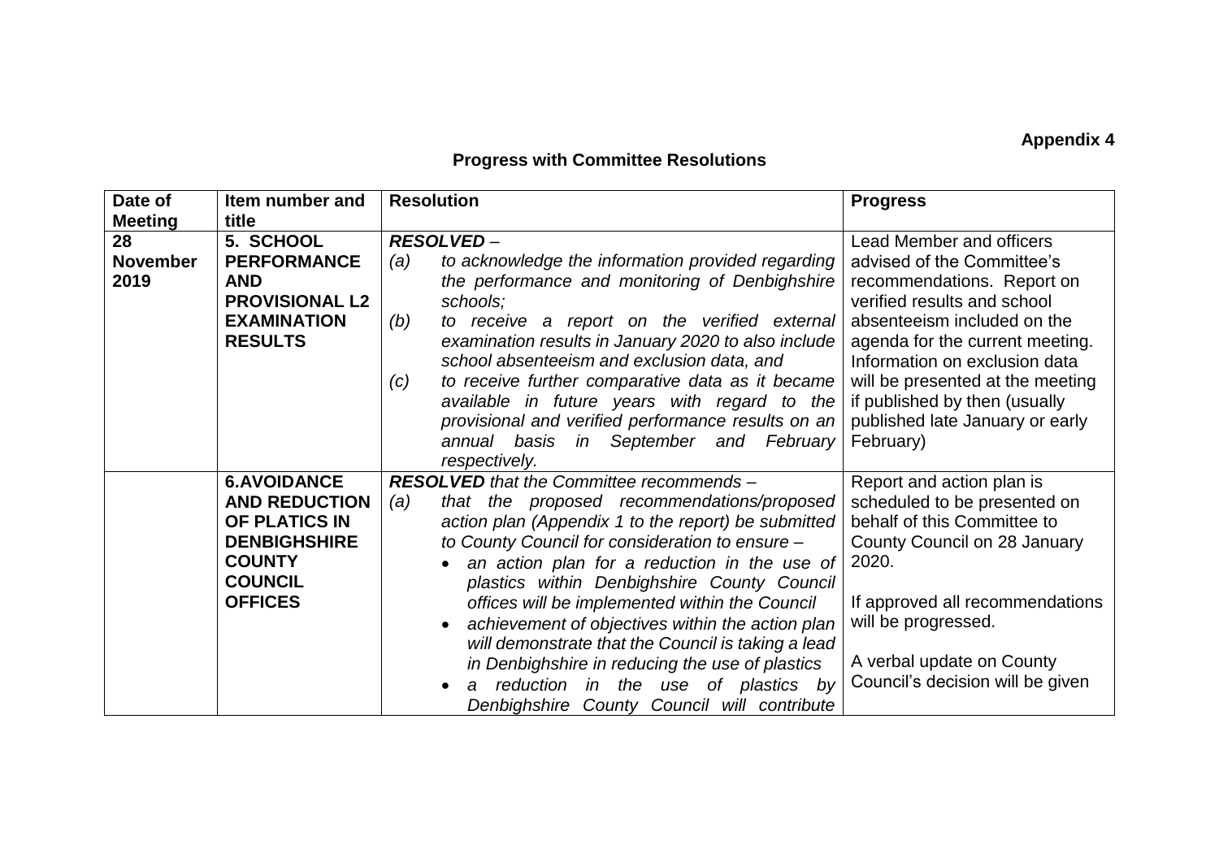**Appendix 4**

## Progress with Committee Resolutions

| Date of Meeting | Item number and title | Resolution | Progress |
|---|---|---|---|
| **28 November 2019** | **5. SCHOOL PERFORMANCE AND PROVISIONAL L2 EXAMINATION RESULTS** | ***RESOLVED*** – <br>*(a) to acknowledge the information provided regarding the performance and monitoring of Denbighshire schools;* <br>*(b) to receive a report on the verified external examination results in January 2020 to also include school absenteeism and exclusion data, and* <br>*(c) to receive further comparative data as it became available in future years with regard to the provisional and verified performance results on an annual basis in September and February respectively.* | Lead Member and officers advised of the Committee's recommendations. Report on verified results and school absenteeism included on the agenda for the current meeting. Information on exclusion data will be presented at the meeting if published by then (usually published late January or early February) |
| | **6.AVOIDANCE AND REDUCTION OF PLATICS IN DENBIGHSHIRE COUNTY COUNCIL OFFICES** | ***RESOLVED*** *that the Committee recommends –* <br>*(a) that the proposed recommendations/proposed action plan (Appendix 1 to the report) be submitted to County Council for consideration to ensure –* <br>• *an action plan for a reduction in the use of plastics within Denbighshire County Council offices will be implemented within the Council* <br>• *achievement of objectives within the action plan will demonstrate that the Council is taking a lead in Denbighshire in reducing the use of plastics* <br>• *a reduction in the use of plastics by Denbighshire County Council will contribute* | Report and action plan is scheduled to be presented on behalf of this Committee to County Council on 28 January 2020. <br><br>If approved all recommendations will be progressed. <br><br>A verbal update on County Council's decision will be given |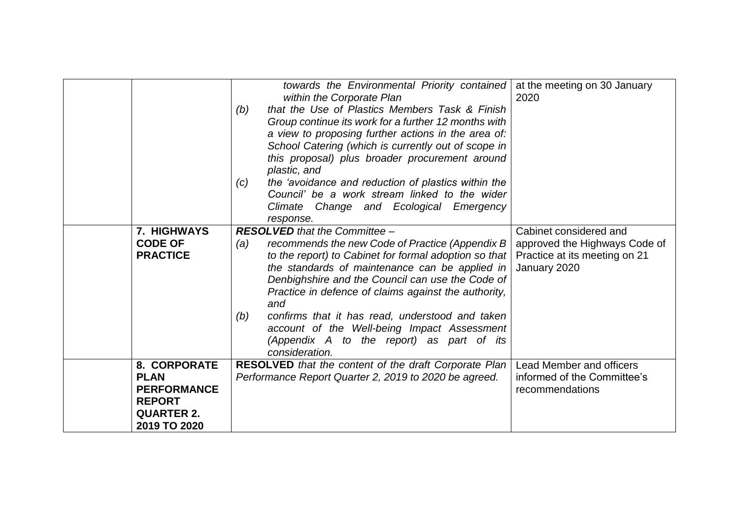| | | | |
|---|---|---|---|
| | | *towards the Environmental Priority contained within the Corporate Plan*<br>*(b) that the Use of Plastics Members Task & Finish Group continue its work for a further 12 months with a view to proposing further actions in the area of: School Catering (which is currently out of scope in this proposal) plus broader procurement around plastic, and*<br>*(c) the 'avoidance and reduction of plastics within the Council' be a work stream linked to the wider Climate Change and Ecological Emergency response.* | at the meeting on 30 January 2020 |
| | **7. HIGHWAYS CODE OF PRACTICE** | ***RESOLVED** that the Committee –*<br>*(a) recommends the new Code of Practice (Appendix B to the report) to Cabinet for formal adoption so that the standards of maintenance can be applied in Denbighshire and the Council can use the Code of Practice in defence of claims against the authority, and*<br>*(b) confirms that it has read, understood and taken account of the Well-being Impact Assessment (Appendix A to the report) as part of its consideration.* | Cabinet considered and approved the Highways Code of Practice at its meeting on 21 January 2020 |
| | **8. CORPORATE PLAN PERFORMANCE REPORT QUARTER 2. 2019 TO 2020** | **RESOLVED** *that the content of the draft Corporate Plan Performance Report Quarter 2, 2019 to 2020 be agreed.* | Lead Member and officers informed of the Committee's recommendations |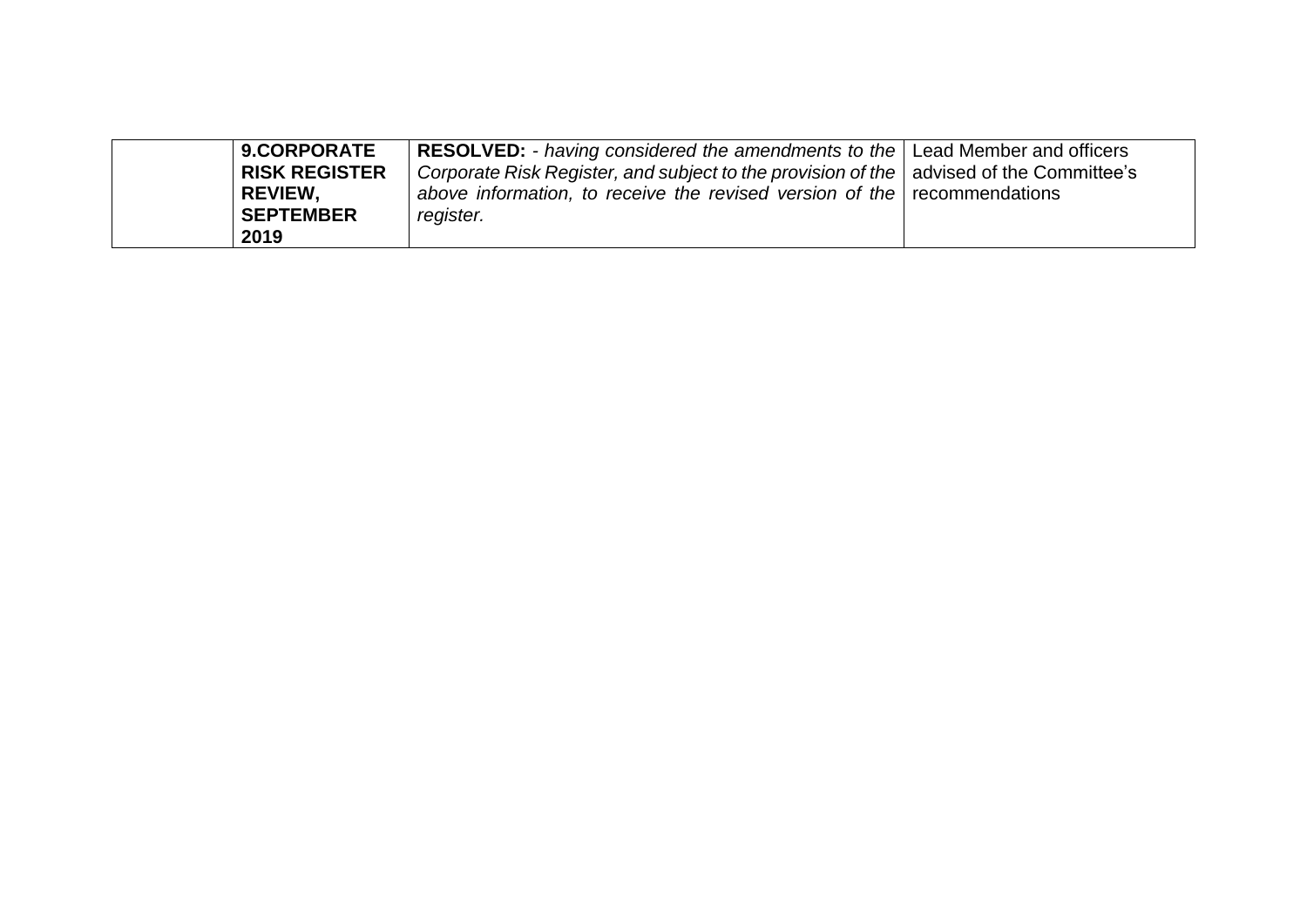| | | | |
|---|---|---|---|
| | **9.CORPORATE RISK REGISTER REVIEW, SEPTEMBER 2019** | **RESOLVED:** - *having considered the amendments to the Corporate Risk Register, and subject to the provision of the above information, to receive the revised version of the register.* | Lead Member and officers advised of the Committee's recommendations |